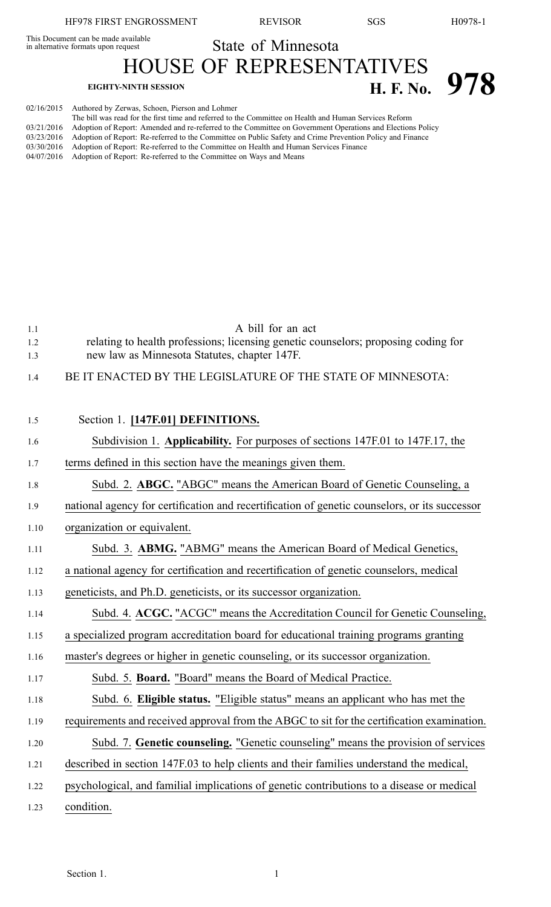This Document can be made available in alternative formats upon request

# State of Minnesota
# HOUSE OF REPRESENTATIVES

**EIGHTY-NINTH SESSION**

# H. F. No. 978

02/16/2015 Authored by Zerwas, Schoen, Pierson and Lohmer
The bill was read for the first time and referred to the Committee on Health and Human Services Reform
03/21/2016 Adoption of Report: Amended and re-referred to the Committee on Government Operations and Elections Policy
03/23/2016 Adoption of Report: Re-referred to the Committee on Public Safety and Crime Prevention Policy and Finance
03/30/2016 Adoption of Report: Re-referred to the Committee on Health and Human Services Finance
04/07/2016 Adoption of Report: Re-referred to the Committee on Ways and Means

A bill for an act
relating to health professions; licensing genetic counselors; proposing coding for new law as Minnesota Statutes, chapter 147F.

BE IT ENACTED BY THE LEGISLATURE OF THE STATE OF MINNESOTA:

Section 1. **[147F.01] DEFINITIONS.**

Subdivision 1. **Applicability.** For purposes of sections 147F.01 to 147F.17, the terms defined in this section have the meanings given them.

Subd. 2. **ABGC.** "ABGC" means the American Board of Genetic Counseling, a national agency for certification and recertification of genetic counselors, or its successor organization or equivalent.

Subd. 3. **ABMG.** "ABMG" means the American Board of Medical Genetics, a national agency for certification and recertification of genetic counselors, medical geneticists, and Ph.D. geneticists, or its successor organization.

Subd. 4. **ACGC.** "ACGC" means the Accreditation Council for Genetic Counseling, a specialized program accreditation board for educational training programs granting master's degrees or higher in genetic counseling, or its successor organization.

Subd. 5. **Board.** "Board" means the Board of Medical Practice.

Subd. 6. **Eligible status.** "Eligible status" means an applicant who has met the requirements and received approval from the ABGC to sit for the certification examination.

Subd. 7. **Genetic counseling.** "Genetic counseling" means the provision of services described in section 147F.03 to help clients and their families understand the medical, psychological, and familial implications of genetic contributions to a disease or medical condition.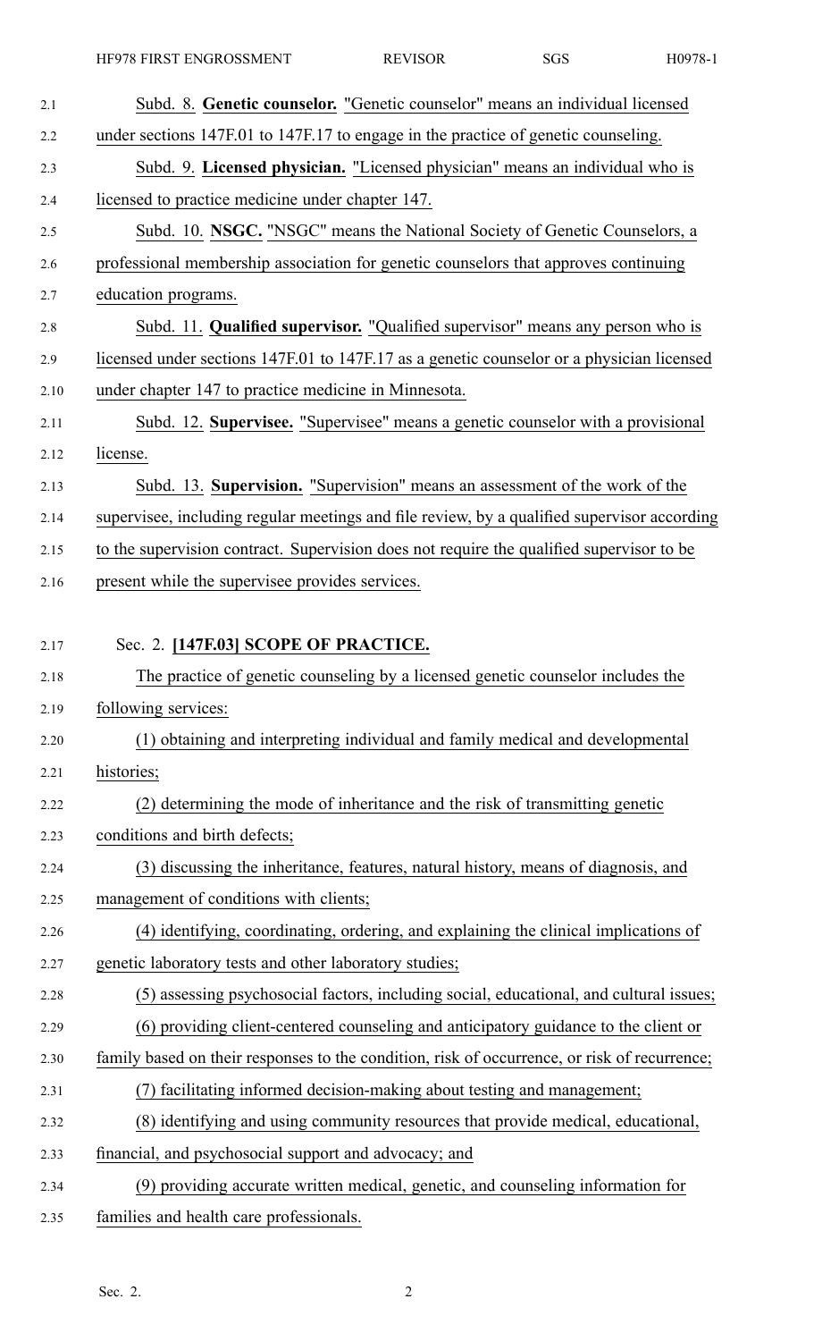Subd. 8. **Genetic counselor.** "Genetic counselor" means an individual licensed under sections 147F.01 to 147F.17 to engage in the practice of genetic counseling.

Subd. 9. **Licensed physician.** "Licensed physician" means an individual who is licensed to practice medicine under chapter 147.

Subd. 10. **NSGC.** "NSGC" means the National Society of Genetic Counselors, a professional membership association for genetic counselors that approves continuing education programs.

Subd. 11. **Qualified supervisor.** "Qualified supervisor" means any person who is licensed under sections 147F.01 to 147F.17 as a genetic counselor or a physician licensed under chapter 147 to practice medicine in Minnesota.

Subd. 12. **Supervisee.** "Supervisee" means a genetic counselor with a provisional license.

Subd. 13. **Supervision.** "Supervision" means an assessment of the work of the supervisee, including regular meetings and file review, by a qualified supervisor according to the supervision contract. Supervision does not require the qualified supervisor to be present while the supervisee provides services.

Sec. 2. **[147F.03] SCOPE OF PRACTICE.**

The practice of genetic counseling by a licensed genetic counselor includes the following services:

(1) obtaining and interpreting individual and family medical and developmental histories;

(2) determining the mode of inheritance and the risk of transmitting genetic conditions and birth defects;

(3) discussing the inheritance, features, natural history, means of diagnosis, and management of conditions with clients;

(4) identifying, coordinating, ordering, and explaining the clinical implications of genetic laboratory tests and other laboratory studies;

(5) assessing psychosocial factors, including social, educational, and cultural issues;

(6) providing client-centered counseling and anticipatory guidance to the client or family based on their responses to the condition, risk of occurrence, or risk of recurrence;

(7) facilitating informed decision-making about testing and management;

(8) identifying and using community resources that provide medical, educational, financial, and psychosocial support and advocacy; and

(9) providing accurate written medical, genetic, and counseling information for families and health care professionals.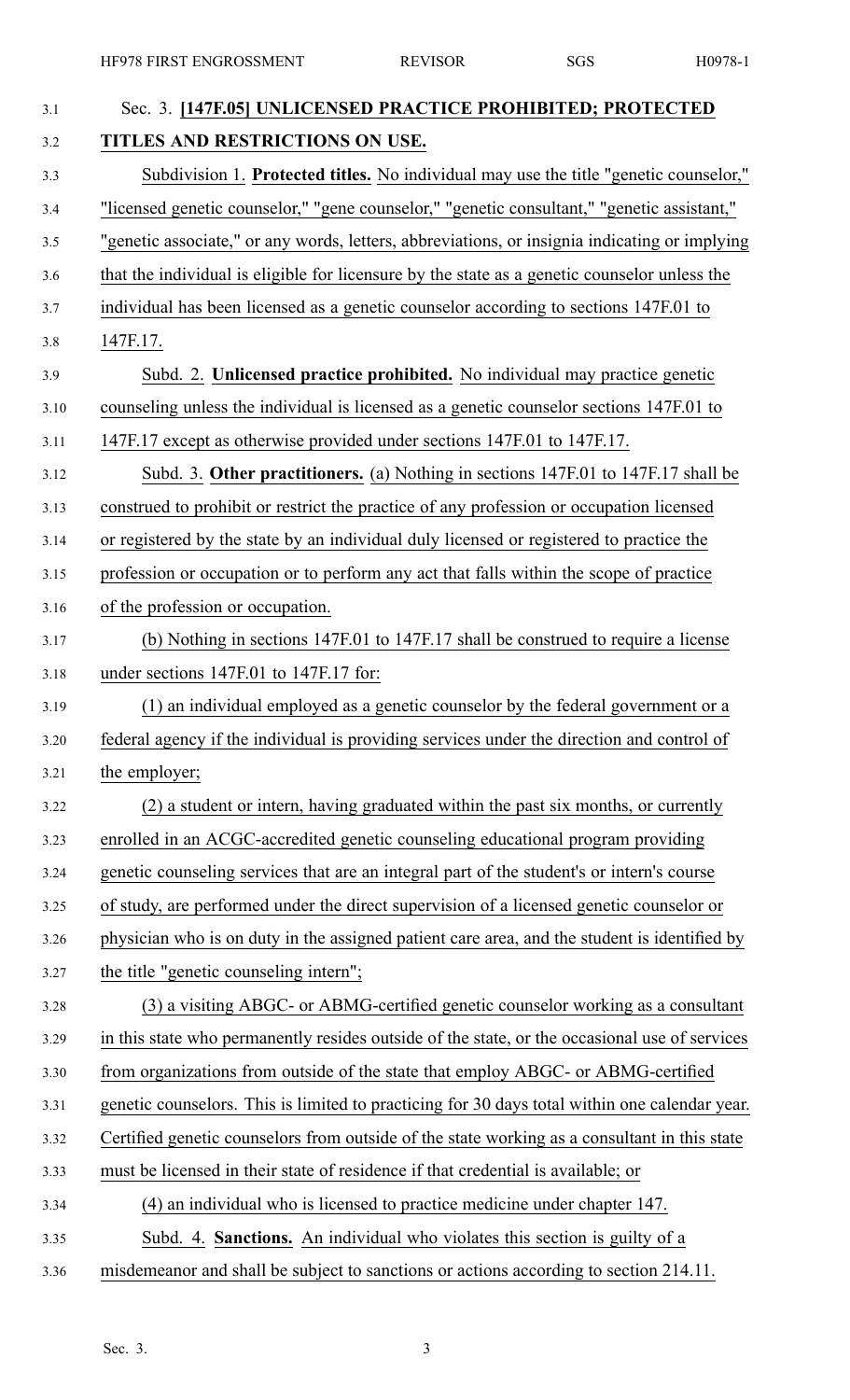Sec. 3. **[147F.05] UNLICENSED PRACTICE PROHIBITED; PROTECTED TITLES AND RESTRICTIONS ON USE.**

Subdivision 1. **Protected titles.** No individual may use the title "genetic counselor," "licensed genetic counselor," "gene counselor," "genetic consultant," "genetic assistant," "genetic associate," or any words, letters, abbreviations, or insignia indicating or implying that the individual is eligible for licensure by the state as a genetic counselor unless the individual has been licensed as a genetic counselor according to sections 147F.01 to 147F.17.

Subd. 2. **Unlicensed practice prohibited.** No individual may practice genetic counseling unless the individual is licensed as a genetic counselor sections 147F.01 to 147F.17 except as otherwise provided under sections 147F.01 to 147F.17.

Subd. 3. **Other practitioners.** (a) Nothing in sections 147F.01 to 147F.17 shall be construed to prohibit or restrict the practice of any profession or occupation licensed or registered by the state by an individual duly licensed or registered to practice the profession or occupation or to perform any act that falls within the scope of practice of the profession or occupation.

(b) Nothing in sections 147F.01 to 147F.17 shall be construed to require a license under sections 147F.01 to 147F.17 for:

(1) an individual employed as a genetic counselor by the federal government or a federal agency if the individual is providing services under the direction and control of the employer;

(2) a student or intern, having graduated within the past six months, or currently enrolled in an ACGC-accredited genetic counseling educational program providing genetic counseling services that are an integral part of the student's or intern's course of study, are performed under the direct supervision of a licensed genetic counselor or physician who is on duty in the assigned patient care area, and the student is identified by the title "genetic counseling intern";

(3) a visiting ABGC- or ABMG-certified genetic counselor working as a consultant in this state who permanently resides outside of the state, or the occasional use of services from organizations from outside of the state that employ ABGC- or ABMG-certified genetic counselors. This is limited to practicing for 30 days total within one calendar year. Certified genetic counselors from outside of the state working as a consultant in this state must be licensed in their state of residence if that credential is available; or

(4) an individual who is licensed to practice medicine under chapter 147.

Subd. 4. **Sanctions.** An individual who violates this section is guilty of a misdemeanor and shall be subject to sanctions or actions according to section 214.11.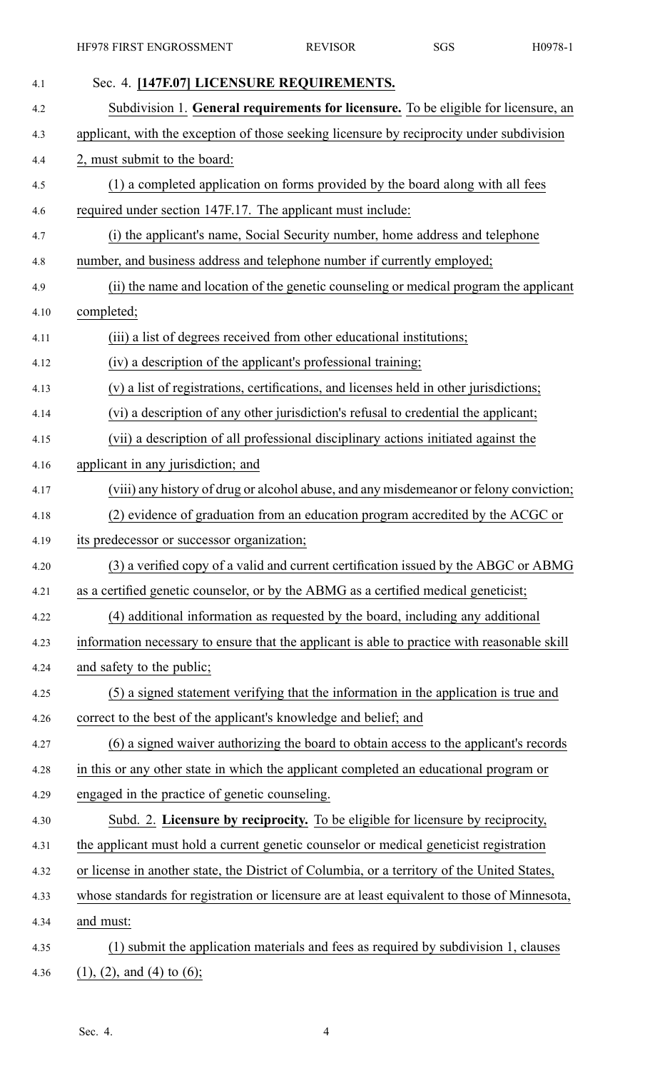Sec. 4. **[147F.07] LICENSURE REQUIREMENTS.**

Subdivision 1. **General requirements for licensure.** To be eligible for licensure, an applicant, with the exception of those seeking licensure by reciprocity under subdivision 2, must submit to the board:

(1) a completed application on forms provided by the board along with all fees required under section 147F.17. The applicant must include:

(i) the applicant's name, Social Security number, home address and telephone number, and business address and telephone number if currently employed;

(ii) the name and location of the genetic counseling or medical program the applicant completed;

(iii) a list of degrees received from other educational institutions;

(iv) a description of the applicant's professional training;

(v) a list of registrations, certifications, and licenses held in other jurisdictions;

(vi) a description of any other jurisdiction's refusal to credential the applicant;

(vii) a description of all professional disciplinary actions initiated against the applicant in any jurisdiction; and

(viii) any history of drug or alcohol abuse, and any misdemeanor or felony conviction;

(2) evidence of graduation from an education program accredited by the ACGC or its predecessor or successor organization;

(3) a verified copy of a valid and current certification issued by the ABGC or ABMG as a certified genetic counselor, or by the ABMG as a certified medical geneticist;

(4) additional information as requested by the board, including any additional information necessary to ensure that the applicant is able to practice with reasonable skill and safety to the public;

(5) a signed statement verifying that the information in the application is true and correct to the best of the applicant's knowledge and belief; and

(6) a signed waiver authorizing the board to obtain access to the applicant's records in this or any other state in which the applicant completed an educational program or engaged in the practice of genetic counseling.

Subd. 2. **Licensure by reciprocity.** To be eligible for licensure by reciprocity, the applicant must hold a current genetic counselor or medical geneticist registration or license in another state, the District of Columbia, or a territory of the United States, whose standards for registration or licensure are at least equivalent to those of Minnesota, and must:

(1) submit the application materials and fees as required by subdivision 1, clauses (1), (2), and (4) to (6);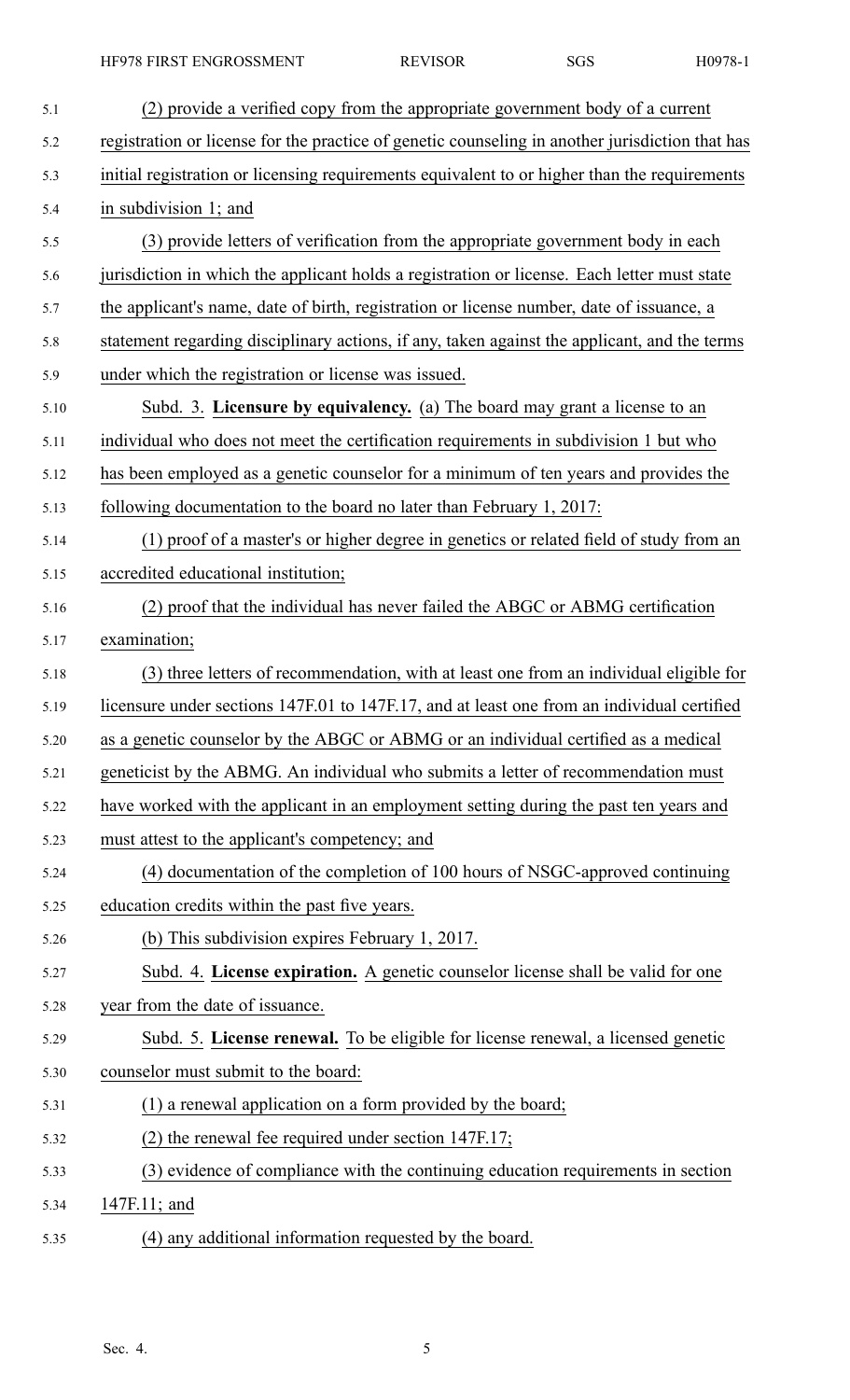(2) provide a verified copy from the appropriate government body of a current registration or license for the practice of genetic counseling in another jurisdiction that has initial registration or licensing requirements equivalent to or higher than the requirements in subdivision 1; and

(3) provide letters of verification from the appropriate government body in each jurisdiction in which the applicant holds a registration or license. Each letter must state the applicant's name, date of birth, registration or license number, date of issuance, a statement regarding disciplinary actions, if any, taken against the applicant, and the terms under which the registration or license was issued.

Subd. 3. **Licensure by equivalency.** (a) The board may grant a license to an individual who does not meet the certification requirements in subdivision 1 but who has been employed as a genetic counselor for a minimum of ten years and provides the following documentation to the board no later than February 1, 2017:

(1) proof of a master's or higher degree in genetics or related field of study from an accredited educational institution;

(2) proof that the individual has never failed the ABGC or ABMG certification examination;

(3) three letters of recommendation, with at least one from an individual eligible for licensure under sections 147F.01 to 147F.17, and at least one from an individual certified as a genetic counselor by the ABGC or ABMG or an individual certified as a medical geneticist by the ABMG. An individual who submits a letter of recommendation must have worked with the applicant in an employment setting during the past ten years and must attest to the applicant's competency; and

(4) documentation of the completion of 100 hours of NSGC-approved continuing education credits within the past five years.

(b) This subdivision expires February 1, 2017.

Subd. 4. **License expiration.** A genetic counselor license shall be valid for one year from the date of issuance.

Subd. 5. **License renewal.** To be eligible for license renewal, a licensed genetic counselor must submit to the board:

(1) a renewal application on a form provided by the board;

(2) the renewal fee required under section 147F.17;

(3) evidence of compliance with the continuing education requirements in section 147F.11; and

(4) any additional information requested by the board.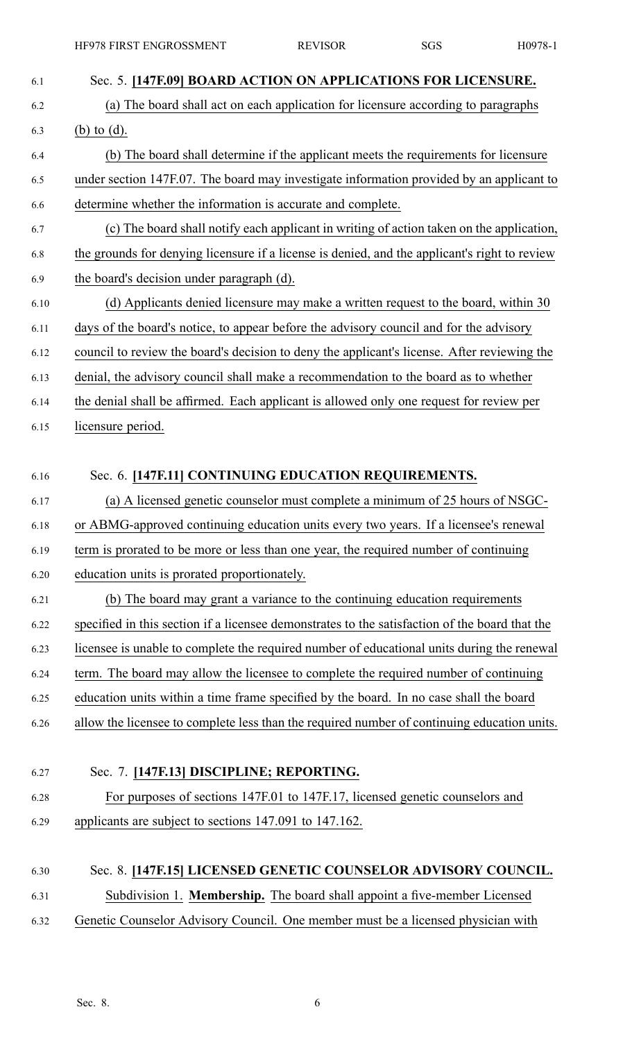Sec. 5. **[147F.09] BOARD ACTION ON APPLICATIONS FOR LICENSURE.**

(a) The board shall act on each application for licensure according to paragraphs (b) to (d).

(b) The board shall determine if the applicant meets the requirements for licensure under section 147F.07. The board may investigate information provided by an applicant to determine whether the information is accurate and complete.

(c) The board shall notify each applicant in writing of action taken on the application, the grounds for denying licensure if a license is denied, and the applicant's right to review the board's decision under paragraph (d).

(d) Applicants denied licensure may make a written request to the board, within 30 days of the board's notice, to appear before the advisory council and for the advisory council to review the board's decision to deny the applicant's license. After reviewing the denial, the advisory council shall make a recommendation to the board as to whether the denial shall be affirmed. Each applicant is allowed only one request for review per licensure period.

Sec. 6. **[147F.11] CONTINUING EDUCATION REQUIREMENTS.**

(a) A licensed genetic counselor must complete a minimum of 25 hours of NSGC- or ABMG-approved continuing education units every two years. If a licensee's renewal term is prorated to be more or less than one year, the required number of continuing education units is prorated proportionately.

(b) The board may grant a variance to the continuing education requirements specified in this section if a licensee demonstrates to the satisfaction of the board that the licensee is unable to complete the required number of educational units during the renewal term. The board may allow the licensee to complete the required number of continuing education units within a time frame specified by the board. In no case shall the board allow the licensee to complete less than the required number of continuing education units.

Sec. 7. **[147F.13] DISCIPLINE; REPORTING.**

For purposes of sections 147F.01 to 147F.17, licensed genetic counselors and applicants are subject to sections 147.091 to 147.162.

Sec. 8. **[147F.15] LICENSED GENETIC COUNSELOR ADVISORY COUNCIL.**

Subdivision 1. **Membership.** The board shall appoint a five-member Licensed Genetic Counselor Advisory Council. One member must be a licensed physician with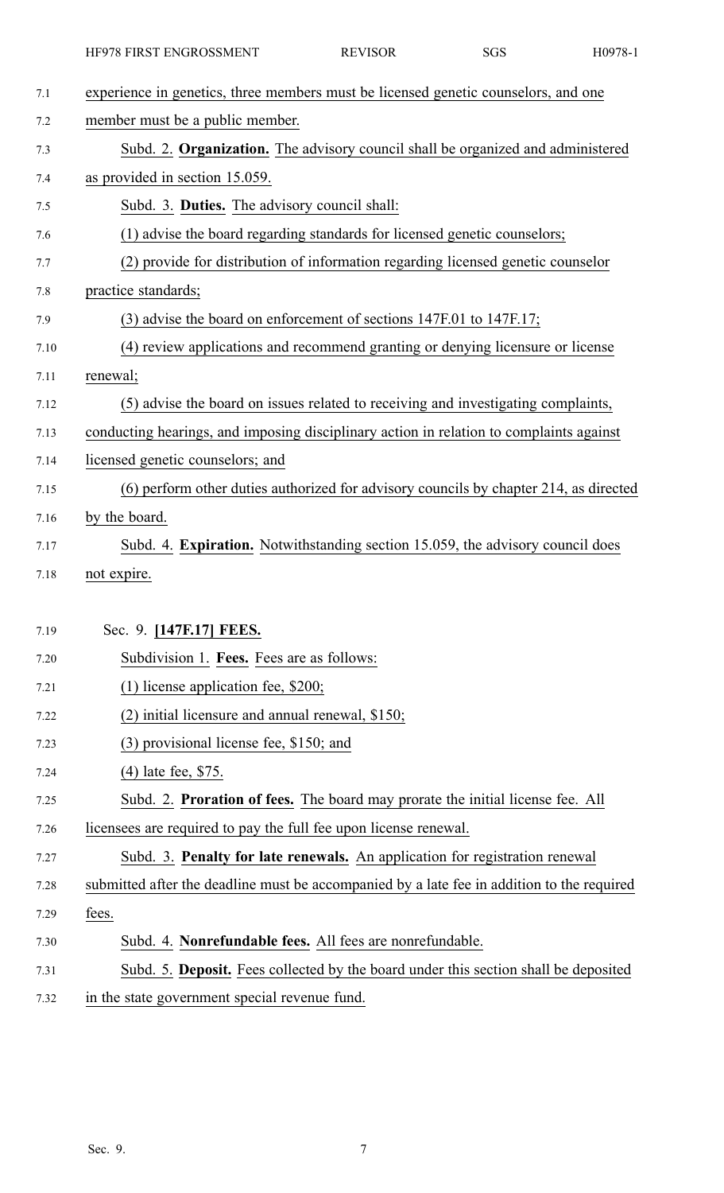experience in genetics, three members must be licensed genetic counselors, and one member must be a public member.

Subd. 2. **Organization.** The advisory council shall be organized and administered as provided in section 15.059.

Subd. 3. **Duties.** The advisory council shall:

(1) advise the board regarding standards for licensed genetic counselors;

(2) provide for distribution of information regarding licensed genetic counselor practice standards;

(3) advise the board on enforcement of sections 147F.01 to 147F.17;

(4) review applications and recommend granting or denying licensure or license renewal;

(5) advise the board on issues related to receiving and investigating complaints, conducting hearings, and imposing disciplinary action in relation to complaints against licensed genetic counselors; and

(6) perform other duties authorized for advisory councils by chapter 214, as directed by the board.

Subd. 4. **Expiration.** Notwithstanding section 15.059, the advisory council does not expire.

Sec. 9. **[147F.17] FEES.**

Subdivision 1. **Fees.** Fees are as follows:

(1) license application fee, $200;

(2) initial licensure and annual renewal, $150;

(3) provisional license fee, $150; and

(4) late fee, $75.

Subd. 2. **Proration of fees.** The board may prorate the initial license fee. All licensees are required to pay the full fee upon license renewal.

Subd. 3. **Penalty for late renewals.** An application for registration renewal submitted after the deadline must be accompanied by a late fee in addition to the required fees.

Subd. 4. **Nonrefundable fees.** All fees are nonrefundable.

Subd. 5. **Deposit.** Fees collected by the board under this section shall be deposited in the state government special revenue fund.